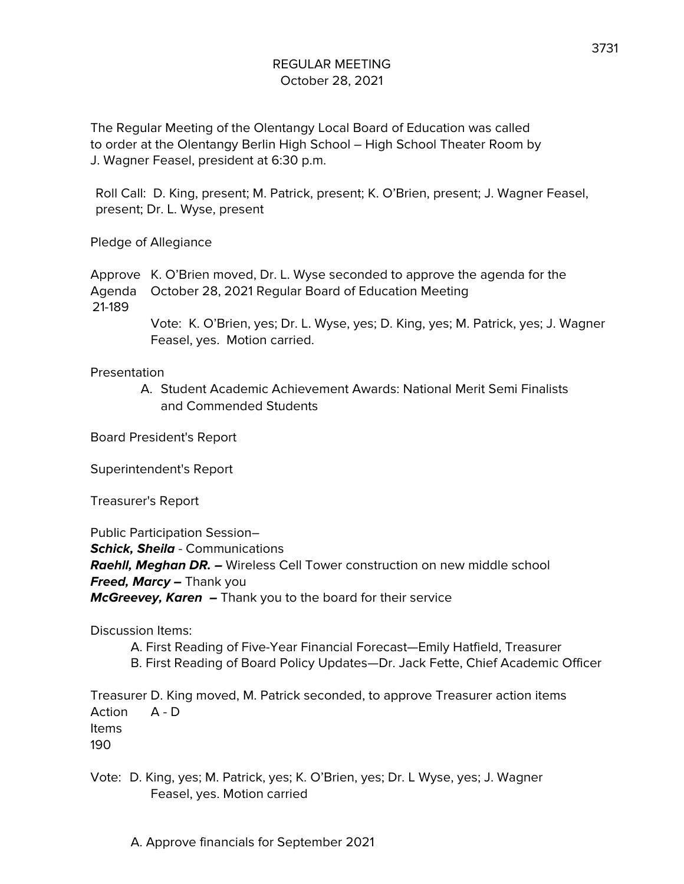# REGULAR MEETING
October 28, 2021

The Regular Meeting of the Olentangy Local Board of Education was called to order at the Olentangy Berlin High School – High School Theater Room by J. Wagner Feasel, president at 6:30 p.m.

Roll Call: D. King, present; M. Patrick, present; K. O'Brien, present; J. Wagner Feasel, present; Dr. L. Wyse, present

Pledge of Allegiance

Approve Agenda 21-189

K. O'Brien moved, Dr. L. Wyse seconded to approve the agenda for the October 28, 2021 Regular Board of Education Meeting

Vote: K. O'Brien, yes; Dr. L. Wyse, yes; D. King, yes; M. Patrick, yes; J. Wagner Feasel, yes. Motion carried.

Presentation

A. Student Academic Achievement Awards: National Merit Semi Finalists and Commended Students

Board President's Report

Superintendent's Report

Treasurer's Report

Public Participation Session–

***Schick, Sheila*** - Communications
***Raehll, Meghan DR. –*** Wireless Cell Tower construction on new middle school
***Freed, Marcy –*** Thank you
***McGreevey, Karen –*** Thank you to the board for their service

Discussion Items:

A. First Reading of Five-Year Financial Forecast—Emily Hatfield, Treasurer
B. First Reading of Board Policy Updates—Dr. Jack Fette, Chief Academic Officer

Treasurer Action Items 190

D. King moved, M. Patrick seconded, to approve Treasurer action items A - D

Vote: D. King, yes; M. Patrick, yes; K. O'Brien, yes; Dr L Wyse, yes; J. Wagner Feasel, yes. Motion carried

A. Approve financials for September 2021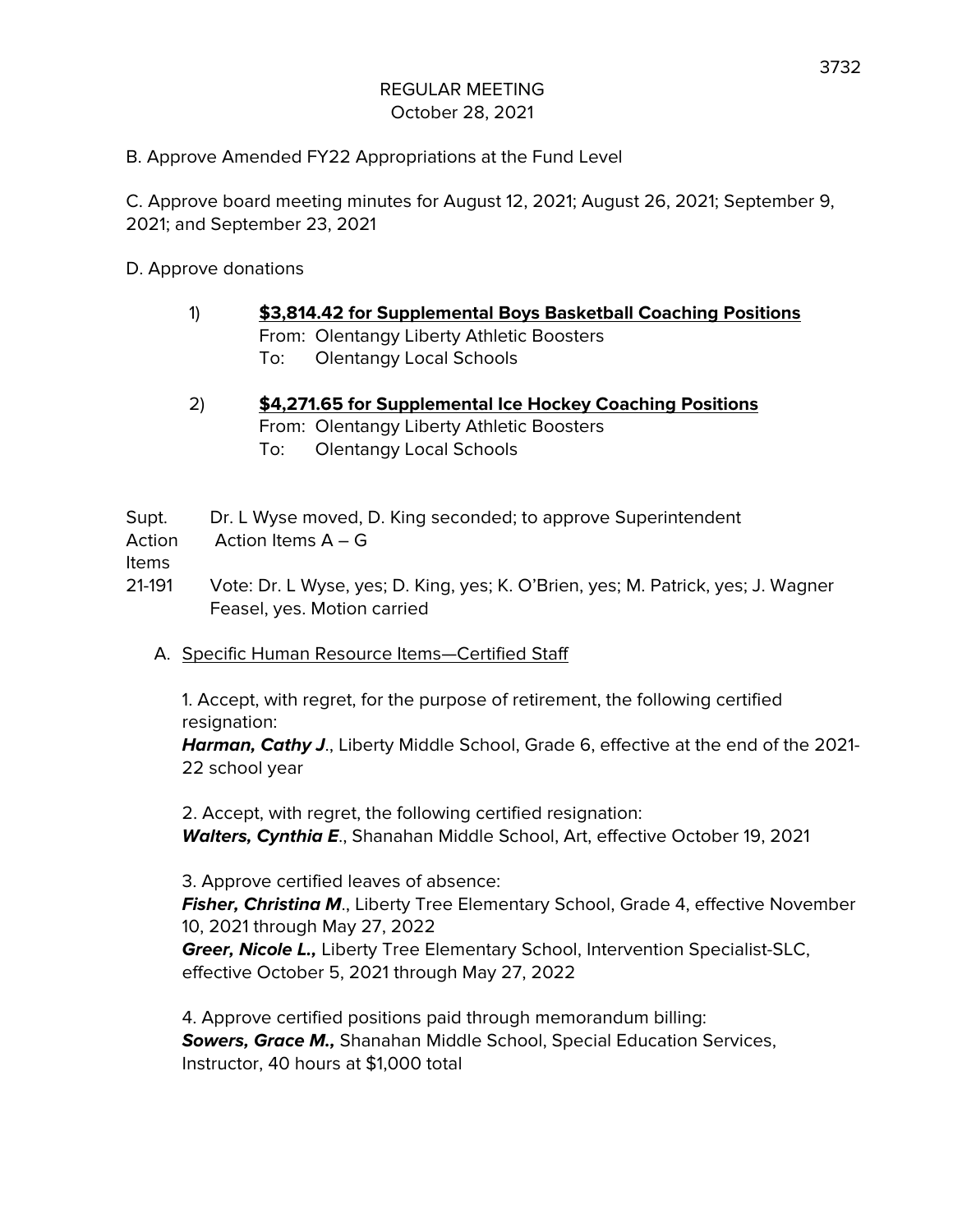REGULAR MEETING
October 28, 2021

B. Approve Amended FY22 Appropriations at the Fund Level

C. Approve board meeting minutes for August 12, 2021; August 26, 2021; September 9, 2021; and September 23, 2021

D. Approve donations

1) **$3,814.42 for Supplemental Boys Basketball Coaching Positions**
   From: Olentangy Liberty Athletic Boosters
   To: Olentangy Local Schools

2) **$4,271.65 for Supplemental Ice Hockey Coaching Positions**
   From: Olentangy Liberty Athletic Boosters
   To: Olentangy Local Schools

Supt. Action Items 21-191 — Dr. L Wyse moved, D. King seconded; to approve Superintendent Action Items A – G

Vote: Dr. L Wyse, yes; D. King, yes; K. O'Brien, yes; M. Patrick, yes; J. Wagner Feasel, yes. Motion carried

A. Specific Human Resource Items—Certified Staff

1. Accept, with regret, for the purpose of retirement, the following certified resignation:
***Harman, Cathy J***., Liberty Middle School, Grade 6, effective at the end of the 2021-22 school year

2. Accept, with regret, the following certified resignation:
***Walters, Cynthia E***., Shanahan Middle School, Art, effective October 19, 2021

3. Approve certified leaves of absence:
***Fisher, Christina M***., Liberty Tree Elementary School, Grade 4, effective November 10, 2021 through May 27, 2022
***Greer, Nicole L.,*** Liberty Tree Elementary School, Intervention Specialist-SLC, effective October 5, 2021 through May 27, 2022

4. Approve certified positions paid through memorandum billing:
***Sowers, Grace M.,*** Shanahan Middle School, Special Education Services, Instructor, 40 hours at $1,000 total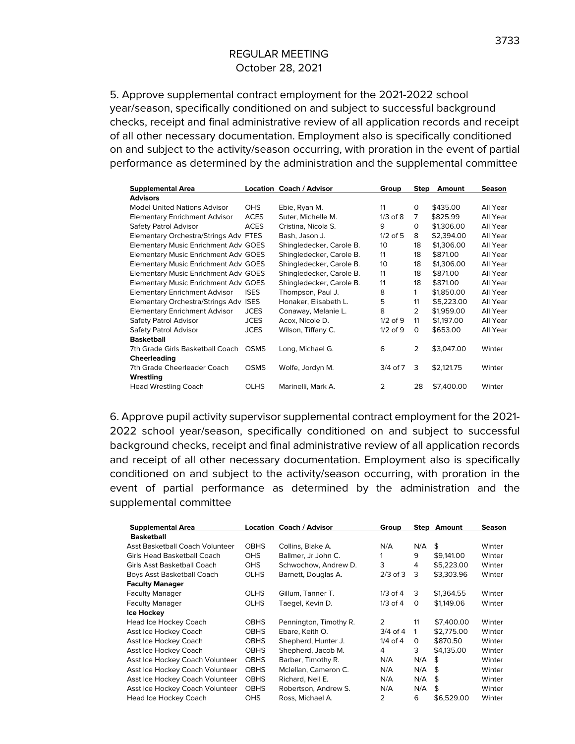REGULAR MEETING
October 28, 2021

5. Approve supplemental contract employment for the 2021-2022 school year/season, specifically conditioned on and subject to successful background checks, receipt and final administrative review of all application records and receipt of all other necessary documentation. Employment also is specifically conditioned on and subject to the activity/season occurring, with proration in the event of partial performance as determined by the administration and the supplemental committee

| Supplemental Area | Location | Coach / Advisor | Group | Step | Amount | Season |
|---|---|---|---|---|---|---|
| **Advisors** | | | | | | |
| Model United Nations Advisor | OHS | Ebie, Ryan M. | 11 | 0 | $435.00 | All Year |
| Elementary Enrichment Advisor | ACES | Suter, Michelle M. | 1/3 of 8 | 7 | $825.99 | All Year |
| Safety Patrol Advisor | ACES | Cristina, Nicola S. | 9 | 0 | $1,306.00 | All Year |
| Elementary Orchestra/Strings Adv | FTES | Bash, Jason J. | 1/2 of 5 | 8 | $2,394.00 | All Year |
| Elementary Music Enrichment Adv | GOES | Shingledecker, Carole B. | 10 | 18 | $1,306.00 | All Year |
| Elementary Music Enrichment Adv | GOES | Shingledecker, Carole B. | 11 | 18 | $871.00 | All Year |
| Elementary Music Enrichment Adv | GOES | Shingledecker, Carole B. | 10 | 18 | $1,306.00 | All Year |
| Elementary Music Enrichment Adv | GOES | Shingledecker, Carole B. | 11 | 18 | $871.00 | All Year |
| Elementary Music Enrichment Adv | GOES | Shingledecker, Carole B. | 11 | 18 | $871.00 | All Year |
| Elementary Enrichment Advisor | ISES | Thompson, Paul J. | 8 | 1 | $1,850.00 | All Year |
| Elementary Orchestra/Strings Adv | ISES | Honaker, Elisabeth L. | 5 | 11 | $5,223.00 | All Year |
| Elementary Enrichment Advisor | JCES | Conaway, Melanie L. | 8 | 2 | $1,959.00 | All Year |
| Safety Patrol Advisor | JCES | Acox, Nicole D. | 1/2 of 9 | 11 | $1,197.00 | All Year |
| Safety Patrol Advisor | JCES | Wilson, Tiffany C. | 1/2 of 9 | 0 | $653.00 | All Year |
| **Basketball** | | | | | | |
| 7th Grade Girls Basketball Coach | OSMS | Long, Michael G. | 6 | 2 | $3,047.00 | Winter |
| **Cheerleading** | | | | | | |
| 7th Grade Cheerleader Coach | OSMS | Wolfe, Jordyn M. | 3/4 of 7 | 3 | $2,121.75 | Winter |
| **Wrestling** | | | | | | |
| Head Wrestling Coach | OLHS | Marinelli, Mark A. | 2 | 28 | $7,400.00 | Winter |

6. Approve pupil activity supervisor supplemental contract employment for the 2021-2022 school year/season, specifically conditioned on and subject to successful background checks, receipt and final administrative review of all application records and receipt of all other necessary documentation. Employment also is specifically conditioned on and subject to the activity/season occurring, with proration in the event of partial performance as determined by the administration and the supplemental committee

| Supplemental Area | Location | Coach / Advisor | Group | Step | Amount | Season |
|---|---|---|---|---|---|---|
| **Basketball** | | | | | | |
| Asst Basketball Coach Volunteer | OBHS | Collins, Blake A. | N/A | N/A | $ | Winter |
| Girls Head Basketball Coach | OHS | Ballmer, Jr John C. | 1 | 9 | $9,141.00 | Winter |
| Girls Asst Basketball Coach | OHS | Schwochow, Andrew D. | 3 | 4 | $5,223.00 | Winter |
| Boys Asst Basketball Coach | OLHS | Barnett, Douglas A. | 2/3 of 3 | 3 | $3,303.96 | Winter |
| **Faculty Manager** | | | | | | |
| Faculty Manager | OLHS | Gillum, Tanner T. | 1/3 of 4 | 3 | $1,364.55 | Winter |
| Faculty Manager | OLHS | Taegel, Kevin D. | 1/3 of 4 | 0 | $1,149.06 | Winter |
| **Ice Hockey** | | | | | | |
| Head Ice Hockey Coach | OBHS | Pennington, Timothy R. | 2 | 11 | $7,400.00 | Winter |
| Asst Ice Hockey Coach | OBHS | Ebare, Keith O. | 3/4 of 4 | 1 | $2,775.00 | Winter |
| Asst Ice Hockey Coach | OBHS | Shepherd, Hunter J. | 1/4 of 4 | 0 | $870.50 | Winter |
| Asst Ice Hockey Coach | OBHS | Shepherd, Jacob M. | 4 | 3 | $4,135.00 | Winter |
| Asst Ice Hockey Coach Volunteer | OBHS | Barber, Timothy R. | N/A | N/A | $ | Winter |
| Asst Ice Hockey Coach Volunteer | OBHS | Mclellan, Cameron C. | N/A | N/A | $ | Winter |
| Asst Ice Hockey Coach Volunteer | OBHS | Richard, Neil E. | N/A | N/A | $ | Winter |
| Asst Ice Hockey Coach Volunteer | OBHS | Robertson, Andrew S. | N/A | N/A | $ | Winter |
| Head Ice Hockey Coach | OHS | Ross, Michael A. | 2 | 6 | $6,529.00 | Winter |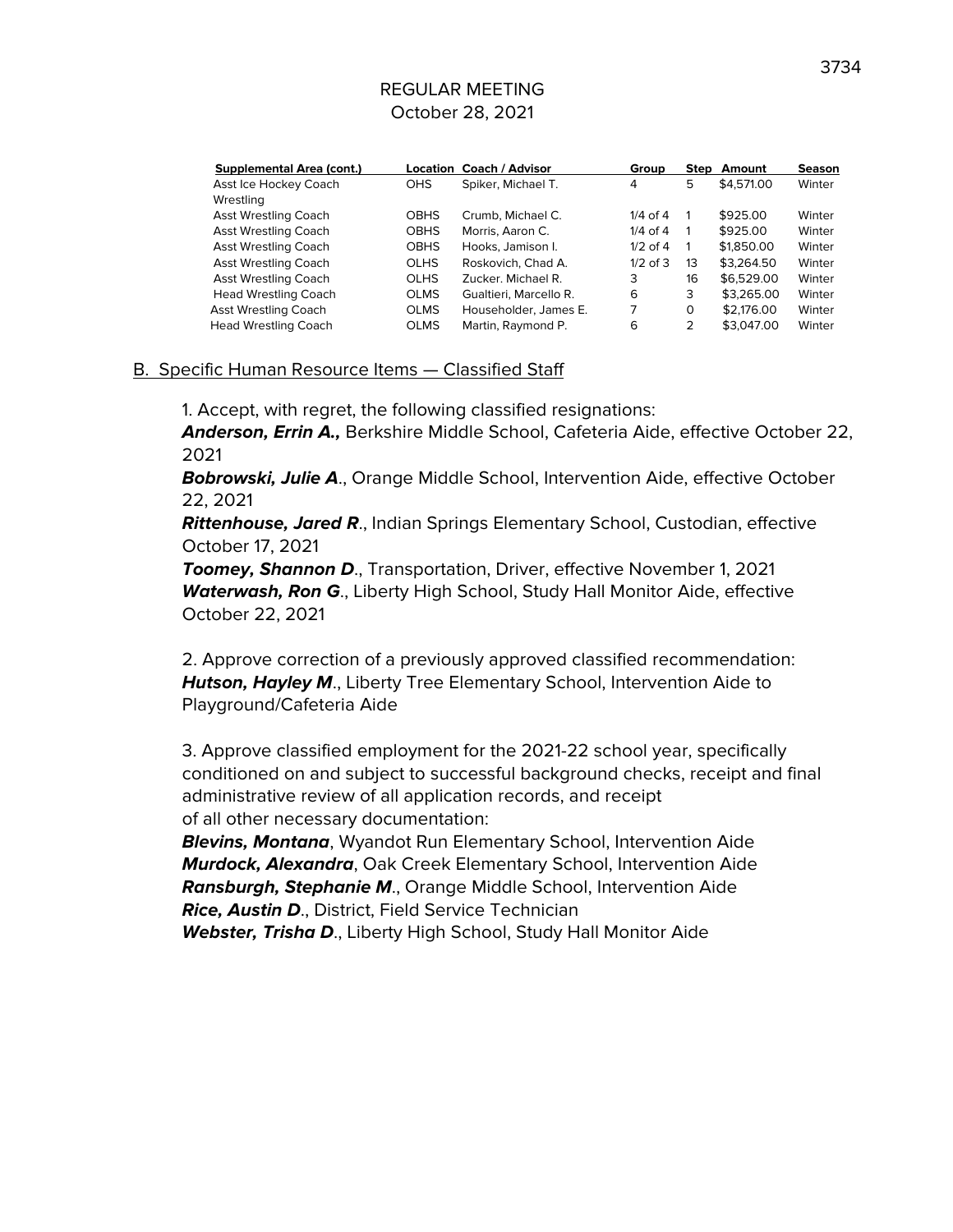# REGULAR MEETING
October 28, 2021

| Supplemental Area (cont.) | Location | Coach / Advisor | Group | Step | Amount | Season |
|---|---|---|---|---|---|---|
| Asst Ice Hockey Coach | OHS | Spiker, Michael T. | 4 | 5 | $4,571.00 | Winter |
| Wrestling | | | | | | |
| Asst Wrestling Coach | OBHS | Crumb, Michael C. | 1/4 of 4 | 1 | $925.00 | Winter |
| Asst Wrestling Coach | OBHS | Morris, Aaron C. | 1/4 of 4 | 1 | $925.00 | Winter |
| Asst Wrestling Coach | OBHS | Hooks, Jamison I. | 1/2 of 4 | 1 | $1,850.00 | Winter |
| Asst Wrestling Coach | OLHS | Roskovich, Chad A. | 1/2 of 3 | 13 | $3,264.50 | Winter |
| Asst Wrestling Coach | OLHS | Zucker. Michael R. | 3 | 16 | $6,529.00 | Winter |
| Head Wrestling Coach | OLMS | Gualtieri, Marcello R. | 6 | 3 | $3,265.00 | Winter |
| Asst Wrestling Coach | OLMS | Householder, James E. | 7 | 0 | $2,176.00 | Winter |
| Head Wrestling Coach | OLMS | Martin, Raymond P. | 6 | 2 | $3,047.00 | Winter |

B. Specific Human Resource Items — Classified Staff

1. Accept, with regret, the following classified resignations:
***Anderson, Errin A.,*** Berkshire Middle School, Cafeteria Aide, effective October 22, 2021
***Bobrowski, Julie A***., Orange Middle School, Intervention Aide, effective October 22, 2021
***Rittenhouse, Jared R***., Indian Springs Elementary School, Custodian, effective October 17, 2021
***Toomey, Shannon D***., Transportation, Driver, effective November 1, 2021
***Waterwash, Ron G***., Liberty High School, Study Hall Monitor Aide, effective October 22, 2021

2. Approve correction of a previously approved classified recommendation:
***Hutson, Hayley M***., Liberty Tree Elementary School, Intervention Aide to Playground/Cafeteria Aide

3. Approve classified employment for the 2021-22 school year, specifically conditioned on and subject to successful background checks, receipt and final administrative review of all application records, and receipt of all other necessary documentation:
***Blevins, Montana***, Wyandot Run Elementary School, Intervention Aide
***Murdock, Alexandra***, Oak Creek Elementary School, Intervention Aide
***Ransburgh, Stephanie M***., Orange Middle School, Intervention Aide
***Rice, Austin D***., District, Field Service Technician
***Webster, Trisha D***., Liberty High School, Study Hall Monitor Aide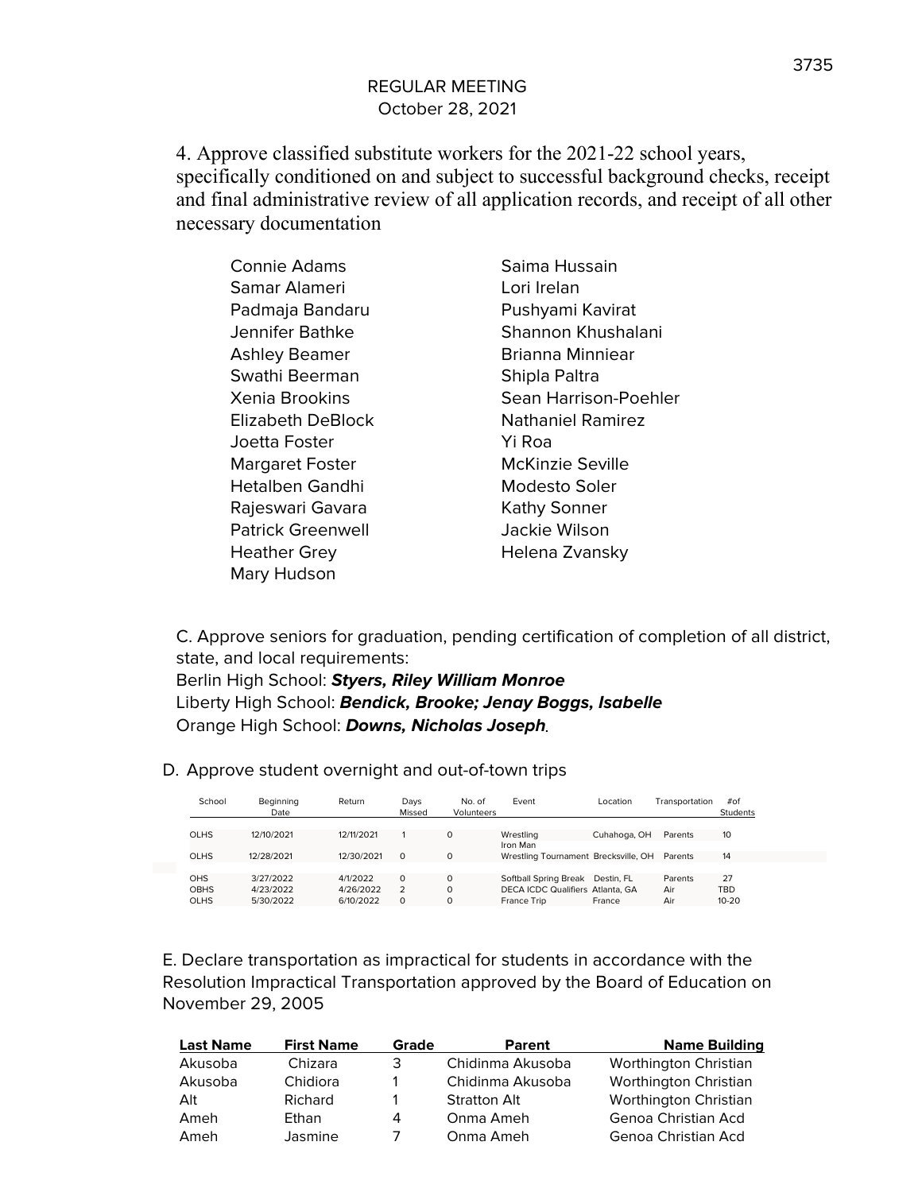REGULAR MEETING
October 28, 2021

4. Approve classified substitute workers for the 2021-22 school years, specifically conditioned on and subject to successful background checks, receipt and final administrative review of all application records, and receipt of all other necessary documentation

Connie Adams
Samar Alameri
Padmaja Bandaru
Jennifer Bathke
Ashley Beamer
Swathi Beerman
Xenia Brookins
Elizabeth DeBlock
Joetta Foster
Margaret Foster
Hetalben Gandhi
Rajeswari Gavara
Patrick Greenwell
Heather Grey
Mary Hudson
Saima Hussain
Lori Irelan
Pushyami Kavirat
Shannon Khushalani
Brianna Minniear
Shipla Paltra
Sean Harrison-Poehler
Nathaniel Ramirez
Yi Roa
McKinzie Seville
Modesto Soler
Kathy Sonner
Jackie Wilson
Helena Zvansky

C. Approve seniors for graduation, pending certification of completion of all district, state, and local requirements:
Berlin High School: ***Styers, Riley William Monroe***
Liberty High School: ***Bendick, Brooke; Jenay Boggs, Isabelle***
Orange High School: ***Downs, Nicholas Joseph***.

D. Approve student overnight and out-of-town trips

| School | Beginning Date | Return | Days Missed | No. of Volunteers | Event | Location | Transportation | #of Students |
|---|---|---|---|---|---|---|---|---|
| OLHS | 12/10/2021 | 12/11/2021 | 1 | 0 | Wrestling Iron Man | Cuhahoga, OH | Parents | 10 |
| OLHS | 12/28/2021 | 12/30/2021 | 0 | 0 | Wrestling Tournament | Brecksville, OH | Parents | 14 |
| OHS | 3/27/2022 | 4/1/2022 | 0 | 0 | Softball Spring Break | Destin, FL | Parents | 27 |
| OBHS | 4/23/2022 | 4/26/2022 | 2 | 0 | DECA ICDC Qualifiers | Atlanta, GA | Air | TBD |
| OLHS | 5/30/2022 | 6/10/2022 | 0 | 0 | France Trip | France | Air | 10-20 |

E. Declare transportation as impractical for students in accordance with the Resolution Impractical Transportation approved by the Board of Education on November 29, 2005

| Last Name | First Name | Grade | Parent | Name Building |
|---|---|---|---|---|
| Akusoba | Chizara | 3 | Chidinma Akusoba | Worthington Christian |
| Akusoba | Chidiora | 1 | Chidinma Akusoba | Worthington Christian |
| Alt | Richard | 1 | Stratton Alt | Worthington Christian |
| Ameh | Ethan | 4 | Onma Ameh | Genoa Christian Acd |
| Ameh | Jasmine | 7 | Onma Ameh | Genoa Christian Acd |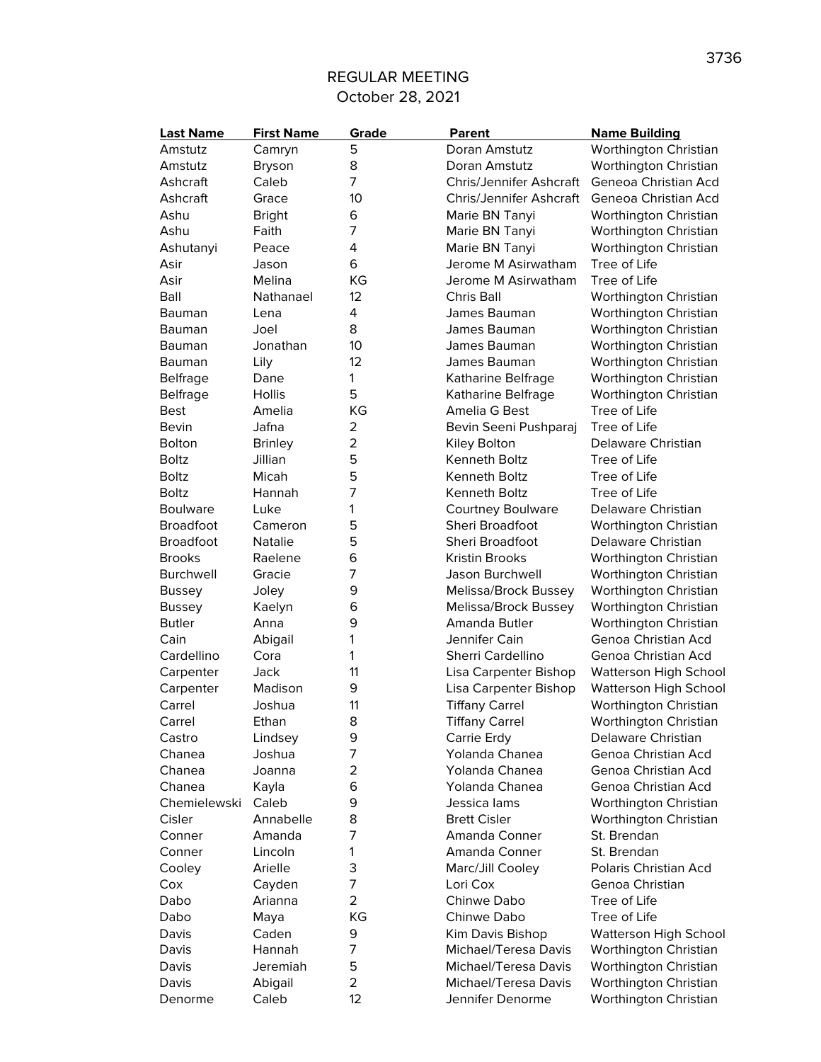REGULAR MEETING
October 28, 2021

| Last Name | First Name | Grade | Parent | Name Building |
|---|---|---|---|---|
| Amstutz | Camryn | 5 | Doran Amstutz | Worthington Christian |
| Amstutz | Bryson | 8 | Doran Amstutz | Worthington Christian |
| Ashcraft | Caleb | 7 | Chris/Jennifer Ashcraft | Geneoa Christian Acd |
| Ashcraft | Grace | 10 | Chris/Jennifer Ashcraft | Geneoa Christian Acd |
| Ashu | Bright | 6 | Marie BN Tanyi | Worthington Christian |
| Ashu | Faith | 7 | Marie BN Tanyi | Worthington Christian |
| Ashutanyi | Peace | 4 | Marie BN Tanyi | Worthington Christian |
| Asir | Jason | 6 | Jerome M Asirwatham | Tree of Life |
| Asir | Melina | KG | Jerome M Asirwatham | Tree of Life |
| Ball | Nathanael | 12 | Chris Ball | Worthington Christian |
| Bauman | Lena | 4 | James Bauman | Worthington Christian |
| Bauman | Joel | 8 | James Bauman | Worthington Christian |
| Bauman | Jonathan | 10 | James Bauman | Worthington Christian |
| Bauman | Lily | 12 | James Bauman | Worthington Christian |
| Belfrage | Dane | 1 | Katharine Belfrage | Worthington Christian |
| Belfrage | Hollis | 5 | Katharine Belfrage | Worthington Christian |
| Best | Amelia | KG | Amelia G Best | Tree of Life |
| Bevin | Jafna | 2 | Bevin Seeni Pushparaj | Tree of Life |
| Bolton | Brinley | 2 | Kiley Bolton | Delaware Christian |
| Boltz | Jillian | 5 | Kenneth Boltz | Tree of Life |
| Boltz | Micah | 5 | Kenneth Boltz | Tree of Life |
| Boltz | Hannah | 7 | Kenneth Boltz | Tree of Life |
| Boulware | Luke | 1 | Courtney Boulware | Delaware Christian |
| Broadfoot | Cameron | 5 | Sheri Broadfoot | Worthington Christian |
| Broadfoot | Natalie | 5 | Sheri Broadfoot | Delaware Christian |
| Brooks | Raelene | 6 | Kristin Brooks | Worthington Christian |
| Burchwell | Gracie | 7 | Jason Burchwell | Worthington Christian |
| Bussey | Joley | 9 | Melissa/Brock Bussey | Worthington Christian |
| Bussey | Kaelyn | 6 | Melissa/Brock Bussey | Worthington Christian |
| Butler | Anna | 9 | Amanda Butler | Worthington Christian |
| Cain | Abigail | 1 | Jennifer Cain | Genoa Christian Acd |
| Cardellino | Cora | 1 | Sherri Cardellino | Genoa Christian Acd |
| Carpenter | Jack | 11 | Lisa Carpenter Bishop | Watterson High School |
| Carpenter | Madison | 9 | Lisa Carpenter Bishop | Watterson High School |
| Carrel | Joshua | 11 | Tiffany Carrel | Worthington Christian |
| Carrel | Ethan | 8 | Tiffany Carrel | Worthington Christian |
| Castro | Lindsey | 9 | Carrie Erdy | Delaware Christian |
| Chanea | Joshua | 7 | Yolanda Chanea | Genoa Christian Acd |
| Chanea | Joanna | 2 | Yolanda Chanea | Genoa Christian Acd |
| Chanea | Kayla | 6 | Yolanda Chanea | Genoa Christian Acd |
| Chemielewski | Caleb | 9 | Jessica Iams | Worthington Christian |
| Cisler | Annabelle | 8 | Brett Cisler | Worthington Christian |
| Conner | Amanda | 7 | Amanda Conner | St. Brendan |
| Conner | Lincoln | 1 | Amanda Conner | St. Brendan |
| Cooley | Arielle | 3 | Marc/Jill Cooley | Polaris Christian Acd |
| Cox | Cayden | 7 | Lori Cox | Genoa Christian |
| Dabo | Arianna | 2 | Chinwe Dabo | Tree of Life |
| Dabo | Maya | KG | Chinwe Dabo | Tree of Life |
| Davis | Caden | 9 | Kim Davis Bishop | Watterson High School |
| Davis | Hannah | 7 | Michael/Teresa Davis | Worthington Christian |
| Davis | Jeremiah | 5 | Michael/Teresa Davis | Worthington Christian |
| Davis | Abigail | 2 | Michael/Teresa Davis | Worthington Christian |
| Denorme | Caleb | 12 | Jennifer Denorme | Worthington Christian |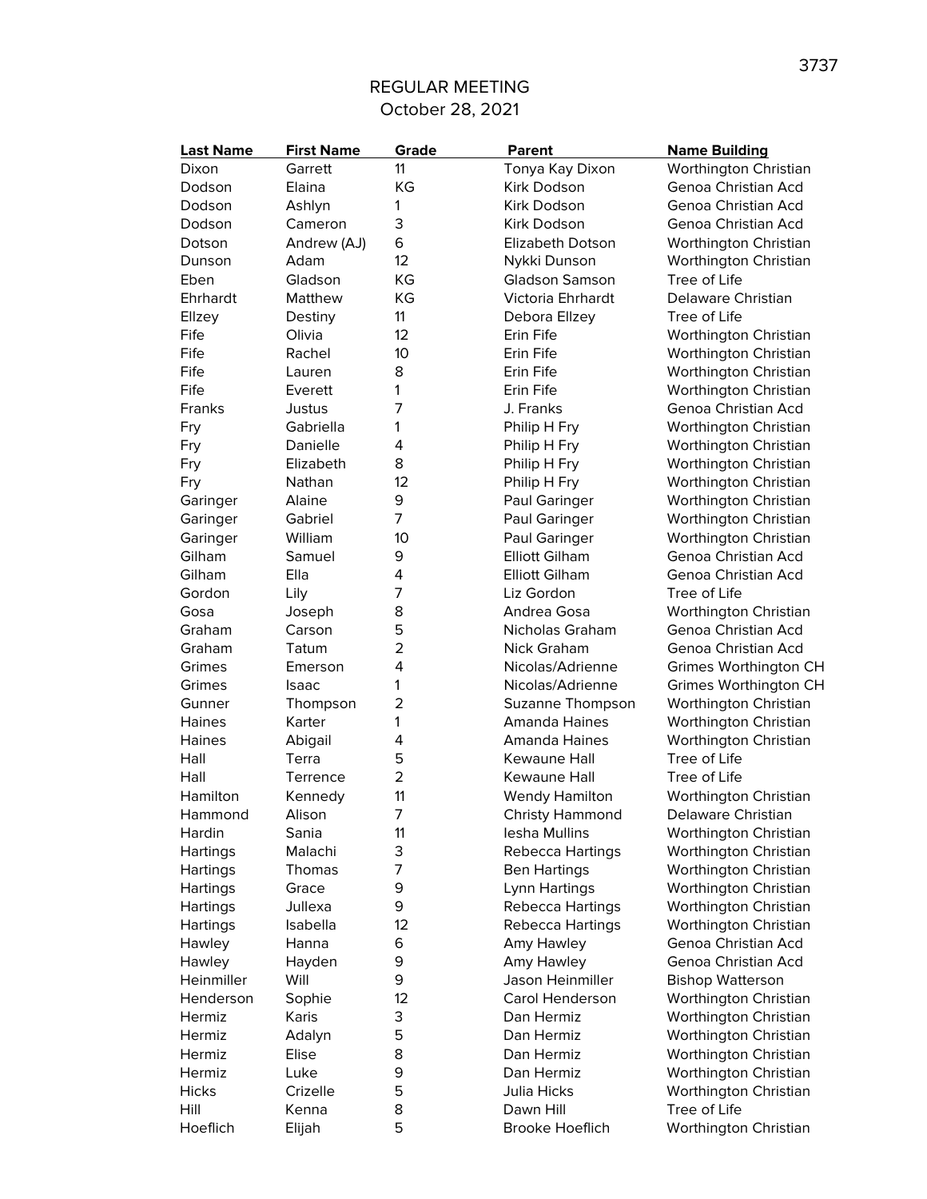REGULAR MEETING
October 28, 2021

| Last Name | First Name | Grade | Parent | Name Building |
|---|---|---|---|---|
| Dixon | Garrett | 11 | Tonya Kay Dixon | Worthington Christian |
| Dodson | Elaina | KG | Kirk Dodson | Genoa Christian Acd |
| Dodson | Ashlyn | 1 | Kirk Dodson | Genoa Christian Acd |
| Dodson | Cameron | 3 | Kirk Dodson | Genoa Christian Acd |
| Dotson | Andrew (AJ) | 6 | Elizabeth Dotson | Worthington Christian |
| Dunson | Adam | 12 | Nykki Dunson | Worthington Christian |
| Eben | Gladson | KG | Gladson Samson | Tree of Life |
| Ehrhardt | Matthew | KG | Victoria Ehrhardt | Delaware Christian |
| Ellzey | Destiny | 11 | Debora Ellzey | Tree of Life |
| Fife | Olivia | 12 | Erin Fife | Worthington Christian |
| Fife | Rachel | 10 | Erin Fife | Worthington Christian |
| Fife | Lauren | 8 | Erin Fife | Worthington Christian |
| Fife | Everett | 1 | Erin Fife | Worthington Christian |
| Franks | Justus | 7 | J. Franks | Genoa Christian Acd |
| Fry | Gabriella | 1 | Philip H Fry | Worthington Christian |
| Fry | Danielle | 4 | Philip H Fry | Worthington Christian |
| Fry | Elizabeth | 8 | Philip H Fry | Worthington Christian |
| Fry | Nathan | 12 | Philip H Fry | Worthington Christian |
| Garinger | Alaine | 9 | Paul Garinger | Worthington Christian |
| Garinger | Gabriel | 7 | Paul Garinger | Worthington Christian |
| Garinger | William | 10 | Paul Garinger | Worthington Christian |
| Gilham | Samuel | 9 | Elliott Gilham | Genoa Christian Acd |
| Gilham | Ella | 4 | Elliott Gilham | Genoa Christian Acd |
| Gordon | Lily | 7 | Liz Gordon | Tree of Life |
| Gosa | Joseph | 8 | Andrea Gosa | Worthington Christian |
| Graham | Carson | 5 | Nicholas Graham | Genoa Christian Acd |
| Graham | Tatum | 2 | Nick Graham | Genoa Christian Acd |
| Grimes | Emerson | 4 | Nicolas/Adrienne | Grimes Worthington CH |
| Grimes | Isaac | 1 | Nicolas/Adrienne | Grimes Worthington CH |
| Gunner | Thompson | 2 | Suzanne Thompson | Worthington Christian |
| Haines | Karter | 1 | Amanda Haines | Worthington Christian |
| Haines | Abigail | 4 | Amanda Haines | Worthington Christian |
| Hall | Terra | 5 | Kewaune Hall | Tree of Life |
| Hall | Terrence | 2 | Kewaune Hall | Tree of Life |
| Hamilton | Kennedy | 11 | Wendy Hamilton | Worthington Christian |
| Hammond | Alison | 7 | Christy Hammond | Delaware Christian |
| Hardin | Sania | 11 | Iesha Mullins | Worthington Christian |
| Hartings | Malachi | 3 | Rebecca Hartings | Worthington Christian |
| Hartings | Thomas | 7 | Ben Hartings | Worthington Christian |
| Hartings | Grace | 9 | Lynn Hartings | Worthington Christian |
| Hartings | Jullexa | 9 | Rebecca Hartings | Worthington Christian |
| Hartings | Isabella | 12 | Rebecca Hartings | Worthington Christian |
| Hawley | Hanna | 6 | Amy Hawley | Genoa Christian Acd |
| Hawley | Hayden | 9 | Amy Hawley | Genoa Christian Acd |
| Heinmiller | Will | 9 | Jason Heinmiller | Bishop Watterson |
| Henderson | Sophie | 12 | Carol Henderson | Worthington Christian |
| Hermiz | Karis | 3 | Dan Hermiz | Worthington Christian |
| Hermiz | Adalyn | 5 | Dan Hermiz | Worthington Christian |
| Hermiz | Elise | 8 | Dan Hermiz | Worthington Christian |
| Hermiz | Luke | 9 | Dan Hermiz | Worthington Christian |
| Hicks | Crizelle | 5 | Julia Hicks | Worthington Christian |
| Hill | Kenna | 8 | Dawn Hill | Tree of Life |
| Hoeflich | Elijah | 5 | Brooke Hoeflich | Worthington Christian |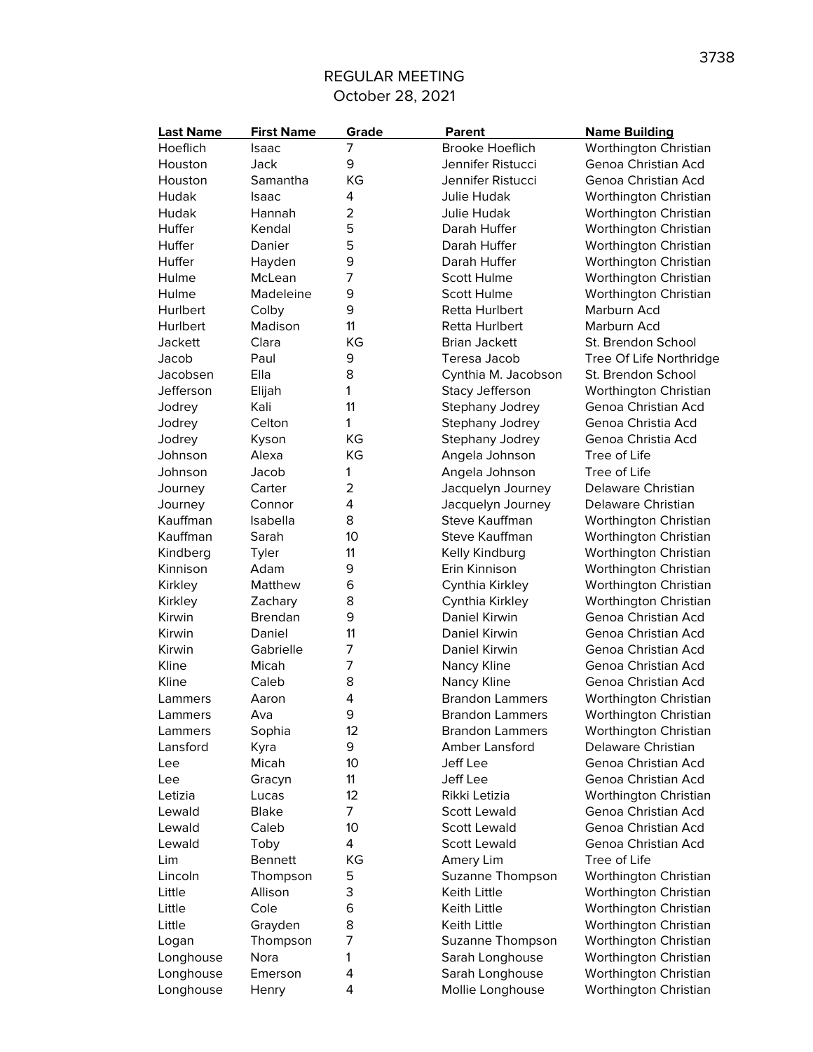REGULAR MEETING
October 28, 2021

| Last Name | First Name | Grade | Parent | Name Building |
|---|---|---|---|---|
| Hoeflich | Isaac | 7 | Brooke Hoeflich | Worthington Christian |
| Houston | Jack | 9 | Jennifer Ristucci | Genoa Christian Acd |
| Houston | Samantha | KG | Jennifer Ristucci | Genoa Christian Acd |
| Hudak | Isaac | 4 | Julie Hudak | Worthington Christian |
| Hudak | Hannah | 2 | Julie Hudak | Worthington Christian |
| Huffer | Kendal | 5 | Darah Huffer | Worthington Christian |
| Huffer | Danier | 5 | Darah Huffer | Worthington Christian |
| Huffer | Hayden | 9 | Darah Huffer | Worthington Christian |
| Hulme | McLean | 7 | Scott Hulme | Worthington Christian |
| Hulme | Madeleine | 9 | Scott Hulme | Worthington Christian |
| Hurlbert | Colby | 9 | Retta Hurlbert | Marburn Acd |
| Hurlbert | Madison | 11 | Retta Hurlbert | Marburn Acd |
| Jackett | Clara | KG | Brian Jackett | St. Brendon School |
| Jacob | Paul | 9 | Teresa Jacob | Tree Of Life Northridge |
| Jacobsen | Ella | 8 | Cynthia M. Jacobson | St. Brendon School |
| Jefferson | Elijah | 1 | Stacy Jefferson | Worthington Christian |
| Jodrey | Kali | 11 | Stephany Jodrey | Genoa Christian Acd |
| Jodrey | Celton | 1 | Stephany Jodrey | Genoa Christia Acd |
| Jodrey | Kyson | KG | Stephany Jodrey | Genoa Christia Acd |
| Johnson | Alexa | KG | Angela Johnson | Tree of Life |
| Johnson | Jacob | 1 | Angela Johnson | Tree of Life |
| Journey | Carter | 2 | Jacquelyn Journey | Delaware Christian |
| Journey | Connor | 4 | Jacquelyn Journey | Delaware Christian |
| Kauffman | Isabella | 8 | Steve Kauffman | Worthington Christian |
| Kauffman | Sarah | 10 | Steve Kauffman | Worthington Christian |
| Kindberg | Tyler | 11 | Kelly Kindburg | Worthington Christian |
| Kinnison | Adam | 9 | Erin Kinnison | Worthington Christian |
| Kirkley | Matthew | 6 | Cynthia Kirkley | Worthington Christian |
| Kirkley | Zachary | 8 | Cynthia Kirkley | Worthington Christian |
| Kirwin | Brendan | 9 | Daniel Kirwin | Genoa Christian Acd |
| Kirwin | Daniel | 11 | Daniel Kirwin | Genoa Christian Acd |
| Kirwin | Gabrielle | 7 | Daniel Kirwin | Genoa Christian Acd |
| Kline | Micah | 7 | Nancy Kline | Genoa Christian Acd |
| Kline | Caleb | 8 | Nancy Kline | Genoa Christian Acd |
| Lammers | Aaron | 4 | Brandon Lammers | Worthington Christian |
| Lammers | Ava | 9 | Brandon Lammers | Worthington Christian |
| Lammers | Sophia | 12 | Brandon Lammers | Worthington Christian |
| Lansford | Kyra | 9 | Amber Lansford | Delaware Christian |
| Lee | Micah | 10 | Jeff Lee | Genoa Christian Acd |
| Lee | Gracyn | 11 | Jeff Lee | Genoa Christian Acd |
| Letizia | Lucas | 12 | Rikki Letizia | Worthington Christian |
| Lewald | Blake | 7 | Scott Lewald | Genoa Christian Acd |
| Lewald | Caleb | 10 | Scott Lewald | Genoa Christian Acd |
| Lewald | Toby | 4 | Scott Lewald | Genoa Christian Acd |
| Lim | Bennett | KG | Amery Lim | Tree of Life |
| Lincoln | Thompson | 5 | Suzanne Thompson | Worthington Christian |
| Little | Allison | 3 | Keith Little | Worthington Christian |
| Little | Cole | 6 | Keith Little | Worthington Christian |
| Little | Grayden | 8 | Keith Little | Worthington Christian |
| Logan | Thompson | 7 | Suzanne Thompson | Worthington Christian |
| Longhouse | Nora | 1 | Sarah Longhouse | Worthington Christian |
| Longhouse | Emerson | 4 | Sarah Longhouse | Worthington Christian |
| Longhouse | Henry | 4 | Mollie Longhouse | Worthington Christian |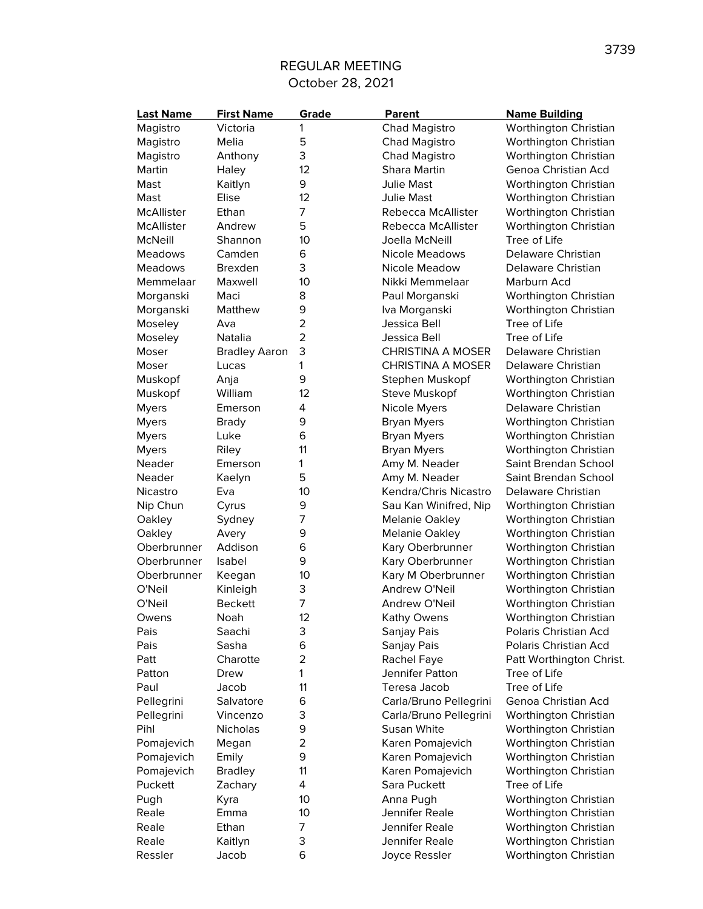REGULAR MEETING
October 28, 2021

| Last Name | First Name | Grade | Parent | Name Building |
|---|---|---|---|---|
| Magistro | Victoria | 1 | Chad Magistro | Worthington Christian |
| Magistro | Melia | 5 | Chad Magistro | Worthington Christian |
| Magistro | Anthony | 3 | Chad Magistro | Worthington Christian |
| Martin | Haley | 12 | Shara Martin | Genoa Christian Acd |
| Mast | Kaitlyn | 9 | Julie Mast | Worthington Christian |
| Mast | Elise | 12 | Julie Mast | Worthington Christian |
| McAllister | Ethan | 7 | Rebecca McAllister | Worthington Christian |
| McAllister | Andrew | 5 | Rebecca McAllister | Worthington Christian |
| McNeill | Shannon | 10 | Joella McNeill | Tree of Life |
| Meadows | Camden | 6 | Nicole Meadows | Delaware Christian |
| Meadows | Brexden | 3 | Nicole Meadow | Delaware Christian |
| Memmelaar | Maxwell | 10 | Nikki Memmelaar | Marburn Acd |
| Morganski | Maci | 8 | Paul Morganski | Worthington Christian |
| Morganski | Matthew | 9 | Iva Morganski | Worthington Christian |
| Moseley | Ava | 2 | Jessica Bell | Tree of Life |
| Moseley | Natalia | 2 | Jessica Bell | Tree of Life |
| Moser | Bradley Aaron | 3 | CHRISTINA A MOSER | Delaware Christian |
| Moser | Lucas | 1 | CHRISTINA A MOSER | Delaware Christian |
| Muskopf | Anja | 9 | Stephen Muskopf | Worthington Christian |
| Muskopf | William | 12 | Steve Muskopf | Worthington Christian |
| Myers | Emerson | 4 | Nicole Myers | Delaware Christian |
| Myers | Brady | 9 | Bryan Myers | Worthington Christian |
| Myers | Luke | 6 | Bryan Myers | Worthington Christian |
| Myers | Riley | 11 | Bryan Myers | Worthington Christian |
| Neader | Emerson | 1 | Amy M. Neader | Saint Brendan School |
| Neader | Kaelyn | 5 | Amy M. Neader | Saint Brendan School |
| Nicastro | Eva | 10 | Kendra/Chris Nicastro | Delaware Christian |
| Nip Chun | Cyrus | 9 | Sau Kan Winifred, Nip | Worthington Christian |
| Oakley | Sydney | 7 | Melanie Oakley | Worthington Christian |
| Oakley | Avery | 9 | Melanie Oakley | Worthington Christian |
| Oberbrunner | Addison | 6 | Kary Oberbrunner | Worthington Christian |
| Oberbrunner | Isabel | 9 | Kary Oberbrunner | Worthington Christian |
| Oberbrunner | Keegan | 10 | Kary M Oberbrunner | Worthington Christian |
| O'Neil | Kinleigh | 3 | Andrew O'Neil | Worthington Christian |
| O'Neil | Beckett | 7 | Andrew O'Neil | Worthington Christian |
| Owens | Noah | 12 | Kathy Owens | Worthington Christian |
| Pais | Saachi | 3 | Sanjay Pais | Polaris Christian Acd |
| Pais | Sasha | 6 | Sanjay Pais | Polaris Christian Acd |
| Patt | Charotte | 2 | Rachel Faye | Patt Worthington Christ. |
| Patton | Drew | 1 | Jennifer Patton | Tree of Life |
| Paul | Jacob | 11 | Teresa Jacob | Tree of Life |
| Pellegrini | Salvatore | 6 | Carla/Bruno Pellegrini | Genoa Christian Acd |
| Pellegrini | Vincenzo | 3 | Carla/Bruno Pellegrini | Worthington Christian |
| Pihl | Nicholas | 9 | Susan White | Worthington Christian |
| Pomajevich | Megan | 2 | Karen Pomajevich | Worthington Christian |
| Pomajevich | Emily | 9 | Karen Pomajevich | Worthington Christian |
| Pomajevich | Bradley | 11 | Karen Pomajevich | Worthington Christian |
| Puckett | Zachary | 4 | Sara Puckett | Tree of Life |
| Pugh | Kyra | 10 | Anna Pugh | Worthington Christian |
| Reale | Emma | 10 | Jennifer Reale | Worthington Christian |
| Reale | Ethan | 7 | Jennifer Reale | Worthington Christian |
| Reale | Kaitlyn | 3 | Jennifer Reale | Worthington Christian |
| Ressler | Jacob | 6 | Joyce Ressler | Worthington Christian |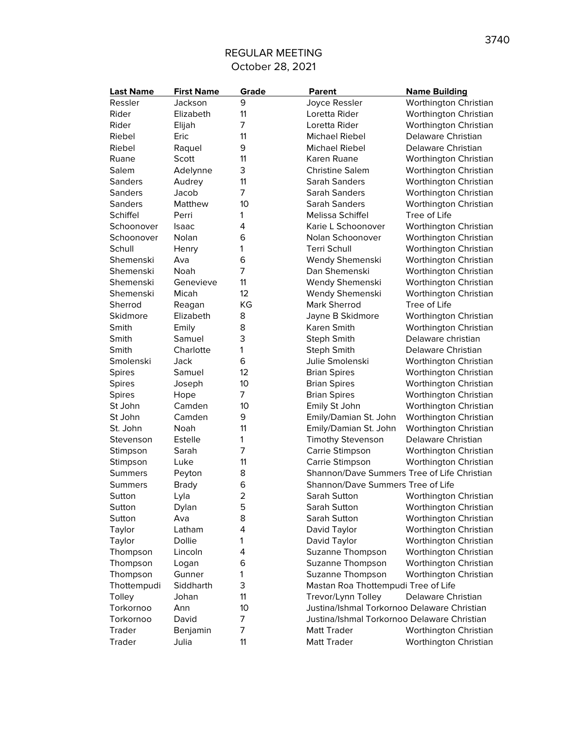REGULAR MEETING
October 28, 2021

| Last Name | First Name | Grade | Parent | Name Building |
|---|---|---|---|---|
| Ressler | Jackson | 9 | Joyce Ressler | Worthington Christian |
| Rider | Elizabeth | 11 | Loretta Rider | Worthington Christian |
| Rider | Elijah | 7 | Loretta Rider | Worthington Christian |
| Riebel | Eric | 11 | Michael Riebel | Delaware Christian |
| Riebel | Raquel | 9 | Michael Riebel | Delaware Christian |
| Ruane | Scott | 11 | Karen Ruane | Worthington Christian |
| Salem | Adelynne | 3 | Christine Salem | Worthington Christian |
| Sanders | Audrey | 11 | Sarah Sanders | Worthington Christian |
| Sanders | Jacob | 7 | Sarah Sanders | Worthington Christian |
| Sanders | Matthew | 10 | Sarah Sanders | Worthington Christian |
| Schiffel | Perri | 1 | Melissa Schiffel | Tree of Life |
| Schoonover | Isaac | 4 | Karie L Schoonover | Worthington Christian |
| Schoonover | Nolan | 6 | Nolan Schoonover | Worthington Christian |
| Schull | Henry | 1 | Terri Schull | Worthington Christian |
| Shemenski | Ava | 6 | Wendy Shemenski | Worthington Christian |
| Shemenski | Noah | 7 | Dan Shemenski | Worthington Christian |
| Shemenski | Genevieve | 11 | Wendy Shemenski | Worthington Christian |
| Shemenski | Micah | 12 | Wendy Shemenski | Worthington Christian |
| Sherrod | Reagan | KG | Mark Sherrod | Tree of Life |
| Skidmore | Elizabeth | 8 | Jayne B Skidmore | Worthington Christian |
| Smith | Emily | 8 | Karen Smith | Worthington Christian |
| Smith | Samuel | 3 | Steph Smith | Delaware christian |
| Smith | Charlotte | 1 | Steph Smith | Delaware Christian |
| Smolenski | Jack | 6 | Julie Smolenski | Worthington Christian |
| Spires | Samuel | 12 | Brian Spires | Worthington Christian |
| Spires | Joseph | 10 | Brian Spires | Worthington Christian |
| Spires | Hope | 7 | Brian Spires | Worthington Christian |
| St John | Camden | 10 | Emily St John | Worthington Christian |
| St John | Camden | 9 | Emily/Damian St. John | Worthington Christian |
| St. John | Noah | 11 | Emily/Damian St. John | Worthington Christian |
| Stevenson | Estelle | 1 | Timothy Stevenson | Delaware Christian |
| Stimpson | Sarah | 7 | Carrie Stimpson | Worthington Christian |
| Stimpson | Luke | 11 | Carrie Stimpson | Worthington Christian |
| Summers | Peyton | 8 | Shannon/Dave Summers | Tree of Life Christian |
| Summers | Brady | 6 | Shannon/Dave Summers | Tree of Life |
| Sutton | Lyla | 2 | Sarah Sutton | Worthington Christian |
| Sutton | Dylan | 5 | Sarah Sutton | Worthington Christian |
| Sutton | Ava | 8 | Sarah Sutton | Worthington Christian |
| Taylor | Latham | 4 | David Taylor | Worthington Christian |
| Taylor | Dollie | 1 | David Taylor | Worthington Christian |
| Thompson | Lincoln | 4 | Suzanne Thompson | Worthington Christian |
| Thompson | Logan | 6 | Suzanne Thompson | Worthington Christian |
| Thompson | Gunner | 1 | Suzanne Thompson | Worthington Christian |
| Thottempudi | Siddharth | 3 | Mastan Roa Thottempudi | Tree of Life |
| Tolley | Johan | 11 | Trevor/Lynn Tolley | Delaware Christian |
| Torkornoo | Ann | 10 | Justina/Ishmal Torkornoo | Delaware Christian |
| Torkornoo | David | 7 | Justina/Ishmal Torkornoo | Delaware Christian |
| Trader | Benjamin | 7 | Matt Trader | Worthington Christian |
| Trader | Julia | 11 | Matt Trader | Worthington Christian |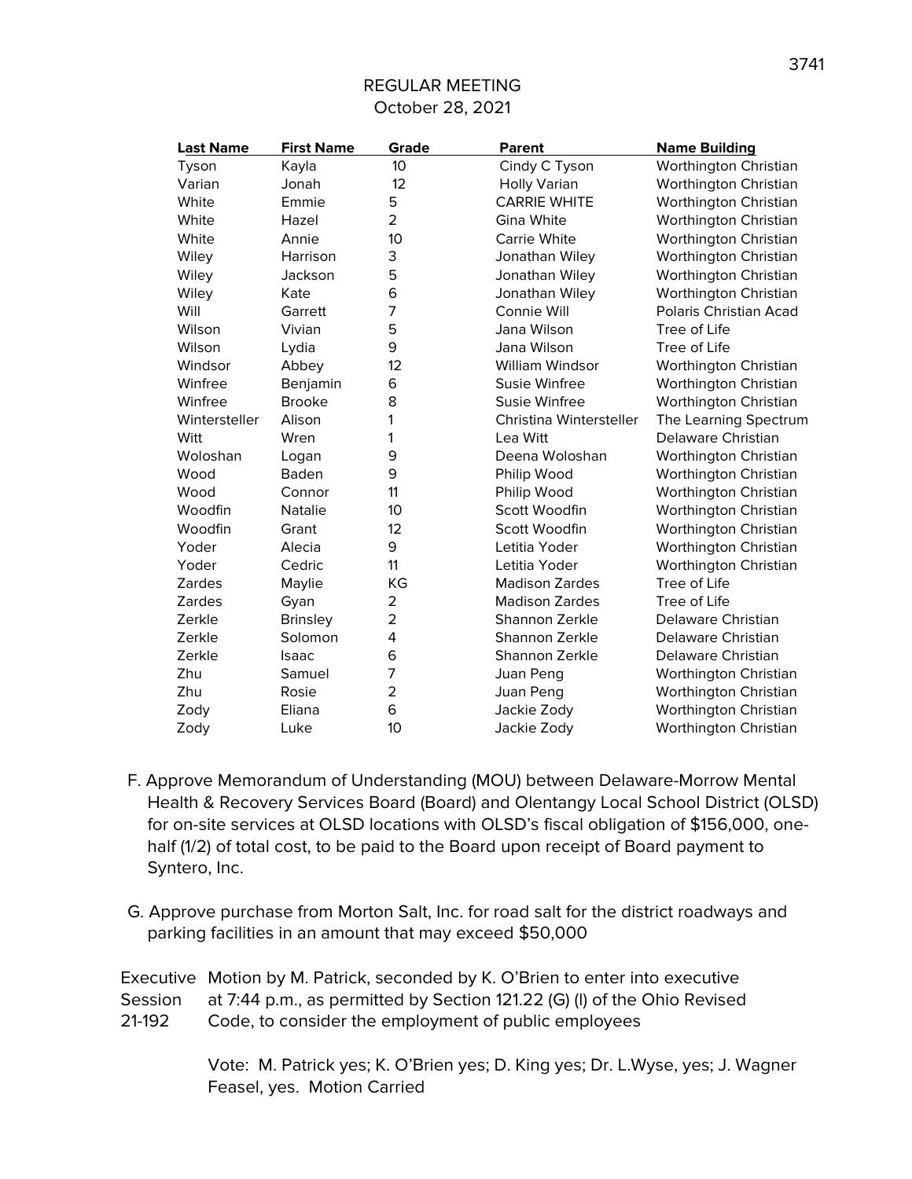REGULAR MEETING
October 28, 2021

| Last Name | First Name | Grade | Parent | Name Building |
|---|---|---|---|---|
| Tyson | Kayla | 10 | Cindy C Tyson | Worthington Christian |
| Varian | Jonah | 12 | Holly Varian | Worthington Christian |
| White | Emmie | 5 | CARRIE WHITE | Worthington Christian |
| White | Hazel | 2 | Gina White | Worthington Christian |
| White | Annie | 10 | Carrie White | Worthington Christian |
| Wiley | Harrison | 3 | Jonathan Wiley | Worthington Christian |
| Wiley | Jackson | 5 | Jonathan Wiley | Worthington Christian |
| Wiley | Kate | 6 | Jonathan Wiley | Worthington Christian |
| Will | Garrett | 7 | Connie Will | Polaris Christian Acad |
| Wilson | Vivian | 5 | Jana Wilson | Tree of Life |
| Wilson | Lydia | 9 | Jana Wilson | Tree of Life |
| Windsor | Abbey | 12 | William Windsor | Worthington Christian |
| Winfree | Benjamin | 6 | Susie Winfree | Worthington Christian |
| Winfree | Brooke | 8 | Susie Winfree | Worthington Christian |
| Wintersteller | Alison | 1 | Christina Wintersteller | The Learning Spectrum |
| Witt | Wren | 1 | Lea Witt | Delaware Christian |
| Woloshan | Logan | 9 | Deena Woloshan | Worthington Christian |
| Wood | Baden | 9 | Philip Wood | Worthington Christian |
| Wood | Connor | 11 | Philip Wood | Worthington Christian |
| Woodfin | Natalie | 10 | Scott Woodfin | Worthington Christian |
| Woodfin | Grant | 12 | Scott Woodfin | Worthington Christian |
| Yoder | Alecia | 9 | Letitia Yoder | Worthington Christian |
| Yoder | Cedric | 11 | Letitia Yoder | Worthington Christian |
| Zardes | Maylie | KG | Madison Zardes | Tree of Life |
| Zardes | Gyan | 2 | Madison Zardes | Tree of Life |
| Zerkle | Brinsley | 2 | Shannon Zerkle | Delaware Christian |
| Zerkle | Solomon | 4 | Shannon Zerkle | Delaware Christian |
| Zerkle | Isaac | 6 | Shannon Zerkle | Delaware Christian |
| Zhu | Samuel | 7 | Juan Peng | Worthington Christian |
| Zhu | Rosie | 2 | Juan Peng | Worthington Christian |
| Zody | Eliana | 6 | Jackie Zody | Worthington Christian |
| Zody | Luke | 10 | Jackie Zody | Worthington Christian |

F. Approve Memorandum of Understanding (MOU) between Delaware-Morrow Mental Health & Recovery Services Board (Board) and Olentangy Local School District (OLSD) for on-site services at OLSD locations with OLSD's fiscal obligation of $156,000, one-half (1/2) of total cost, to be paid to the Board upon receipt of Board payment to Syntero, Inc.

G. Approve purchase from Morton Salt, Inc. for road salt for the district roadways and parking facilities in an amount that may exceed $50,000

Executive Session 21-192

Motion by M. Patrick, seconded by K. O'Brien to enter into executive at 7:44 p.m., as permitted by Section 121.22 (G) (l) of the Ohio Revised Code, to consider the employment of public employees

Vote: M. Patrick yes; K. O'Brien yes; D. King yes; Dr. L.Wyse, yes; J. Wagner Feasel, yes. Motion Carried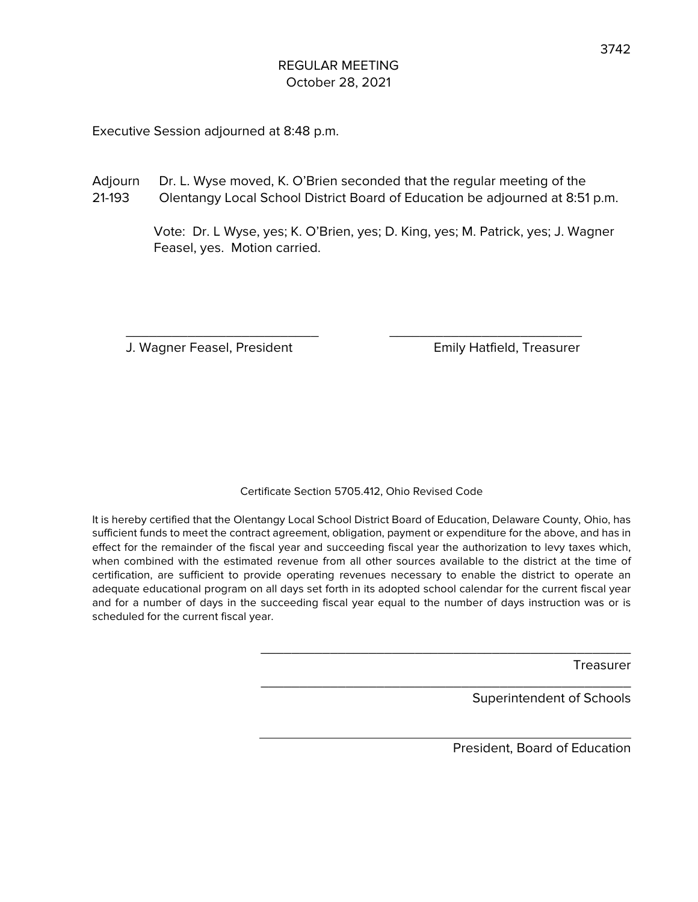REGULAR MEETING
October 28, 2021

Executive Session adjourned at 8:48 p.m.

Adjourn 21-193 — Dr. L. Wyse moved, K. O'Brien seconded that the regular meeting of the Olentangy Local School District Board of Education be adjourned at 8:51 p.m.

Vote: Dr. L Wyse, yes; K. O'Brien, yes; D. King, yes; M. Patrick, yes; J. Wagner Feasel, yes. Motion carried.

\_\_\_\_\_\_\_\_\_\_\_\_\_\_\_\_\_\_\_\_\_\_\_\_\_\_\_\_
J. Wagner Feasel, President

\_\_\_\_\_\_\_\_\_\_\_\_\_\_\_\_\_\_\_\_\_\_\_\_\_\_\_\_
Emily Hatfield, Treasurer

Certificate Section 5705.412, Ohio Revised Code

It is hereby certified that the Olentangy Local School District Board of Education, Delaware County, Ohio, has sufficient funds to meet the contract agreement, obligation, payment or expenditure for the above, and has in effect for the remainder of the fiscal year and succeeding fiscal year the authorization to levy taxes which, when combined with the estimated revenue from all other sources available to the district at the time of certification, are sufficient to provide operating revenues necessary to enable the district to operate an adequate educational program on all days set forth in its adopted school calendar for the current fiscal year and for a number of days in the succeeding fiscal year equal to the number of days instruction was or is scheduled for the current fiscal year.

\_\_\_\_\_\_\_\_\_\_\_\_\_\_\_\_\_\_\_\_\_\_\_\_\_\_\_\_
Treasurer

\_\_\_\_\_\_\_\_\_\_\_\_\_\_\_\_\_\_\_\_\_\_\_\_\_\_\_\_
Superintendent of Schools

\_\_\_\_\_\_\_\_\_\_\_\_\_\_\_\_\_\_\_\_\_\_\_\_\_\_\_\_
President, Board of Education